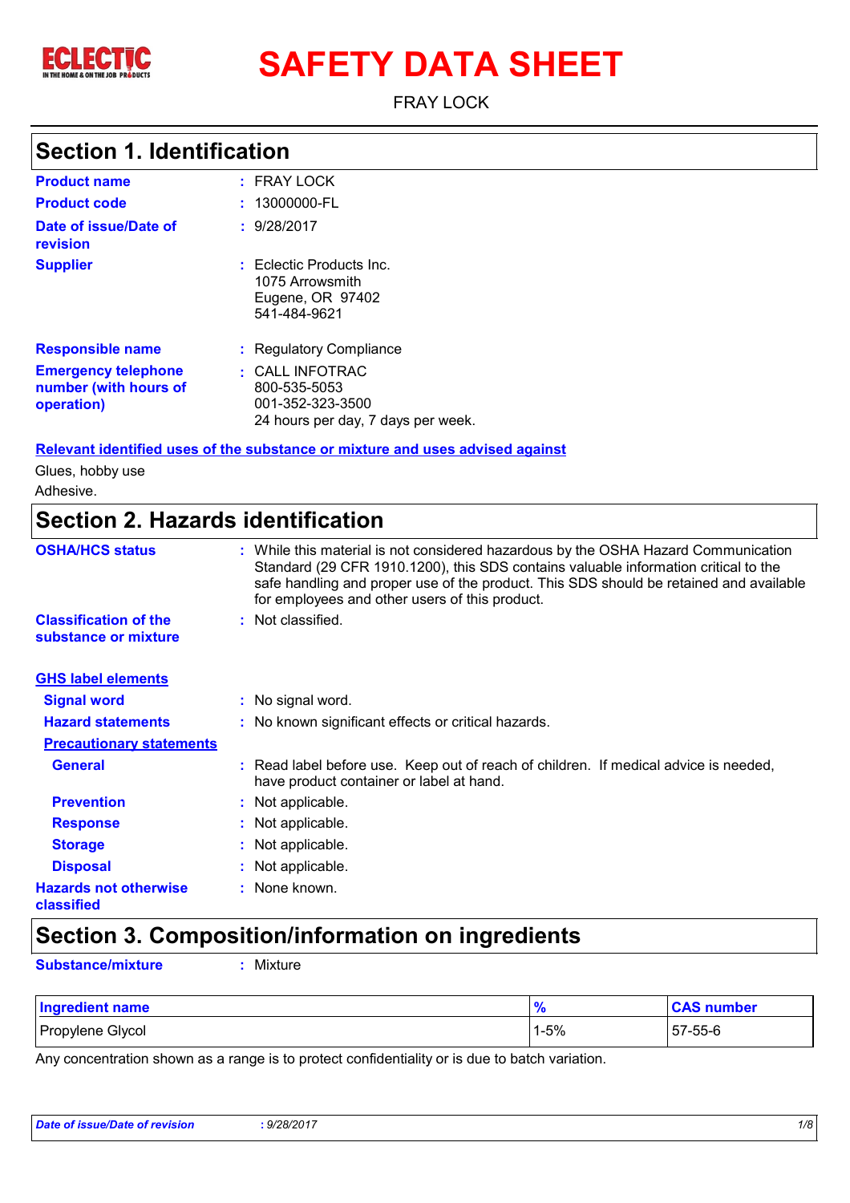ECLECTIC
IN THE HOME & ON THE JOB PRODUCTS

# SAFETY DATA SHEET

FRAY LOCK

## Section 1. Identification

| | | |
|---|---|---|
| **Product name** | : | FRAY LOCK |
| **Product code** | : | 13000000-FL |
| **Date of issue/Date of revision** | : | 9/28/2017 |
| **Supplier** | : | Eclectic Products Inc.<br>1075 Arrowsmith<br>Eugene, OR 97402<br>541-484-9621 |
| **Responsible name** | : | Regulatory Compliance |
| **Emergency telephone number (with hours of operation)** | : | CALL INFOTRAC<br>800-535-5053<br>001-352-323-3500<br>24 hours per day, 7 days per week. |

**Relevant identified uses of the substance or mixture and uses advised against**

Glues, hobby use

Adhesive.

## Section 2. Hazards identification

| | | |
|---|---|---|
| **OSHA/HCS status** | : | While this material is not considered hazardous by the OSHA Hazard Communication Standard (29 CFR 1910.1200), this SDS contains valuable information critical to the safe handling and proper use of the product. This SDS should be retained and available for employees and other users of this product. |
| **Classification of the substance or mixture** | : | Not classified. |

**GHS label elements**

| | | |
|---|---|---|
| **Signal word** | : | No signal word. |
| **Hazard statements** | : | No known significant effects or critical hazards. |

**Precautionary statements**

| | | |
|---|---|---|
| **General** | : | Read label before use. Keep out of reach of children. If medical advice is needed, have product container or label at hand. |
| **Prevention** | : | Not applicable. |
| **Response** | : | Not applicable. |
| **Storage** | : | Not applicable. |
| **Disposal** | : | Not applicable. |
| **Hazards not otherwise classified** | : | None known. |

## Section 3. Composition/information on ingredients

**Substance/mixture** : Mixture

| Ingredient name | % | CAS number |
|---|---|---|
| Propylene Glycol | 1-5% | 57-55-6 |

Any concentration shown as a range is to protect confidentiality or is due to batch variation.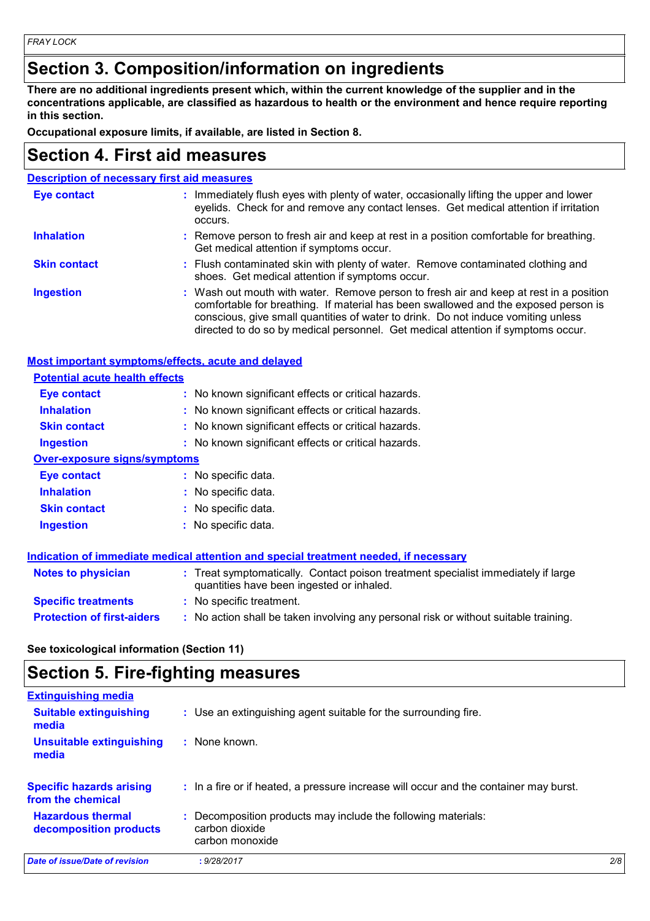# Section 3. Composition/information on ingredients

**There are no additional ingredients present which, within the current knowledge of the supplier and in the concentrations applicable, are classified as hazardous to health or the environment and hence require reporting in this section.**

**Occupational exposure limits, if available, are listed in Section 8.**

# Section 4. First aid measures

## Description of necessary first aid measures

| | |
|---|---|
| **Eye contact** | Immediately flush eyes with plenty of water, occasionally lifting the upper and lower eyelids. Check for and remove any contact lenses. Get medical attention if irritation occurs. |
| **Inhalation** | Remove person to fresh air and keep at rest in a position comfortable for breathing. Get medical attention if symptoms occur. |
| **Skin contact** | Flush contaminated skin with plenty of water. Remove contaminated clothing and shoes. Get medical attention if symptoms occur. |
| **Ingestion** | Wash out mouth with water. Remove person to fresh air and keep at rest in a position comfortable for breathing. If material has been swallowed and the exposed person is conscious, give small quantities of water to drink. Do not induce vomiting unless directed to do so by medical personnel. Get medical attention if symptoms occur. |

## Most important symptoms/effects, acute and delayed

### Potential acute health effects

| | |
|---|---|
| **Eye contact** | No known significant effects or critical hazards. |
| **Inhalation** | No known significant effects or critical hazards. |
| **Skin contact** | No known significant effects or critical hazards. |
| **Ingestion** | No known significant effects or critical hazards. |

### Over-exposure signs/symptoms

| | |
|---|---|
| **Eye contact** | No specific data. |
| **Inhalation** | No specific data. |
| **Skin contact** | No specific data. |
| **Ingestion** | No specific data. |

## Indication of immediate medical attention and special treatment needed, if necessary

| | |
|---|---|
| **Notes to physician** | Treat symptomatically. Contact poison treatment specialist immediately if large quantities have been ingested or inhaled. |
| **Specific treatments** | No specific treatment. |
| **Protection of first-aiders** | No action shall be taken involving any personal risk or without suitable training. |

**See toxicological information (Section 11)**

# Section 5. Fire-fighting measures

## Extinguishing media

| | |
|---|---|
| **Suitable extinguishing media** | Use an extinguishing agent suitable for the surrounding fire. |
| **Unsuitable extinguishing media** | None known. |

| | |
|---|---|
| **Specific hazards arising from the chemical** | In a fire or if heated, a pressure increase will occur and the container may burst. |
| **Hazardous thermal decomposition products** | Decomposition products may include the following materials:<br>carbon dioxide<br>carbon monoxide |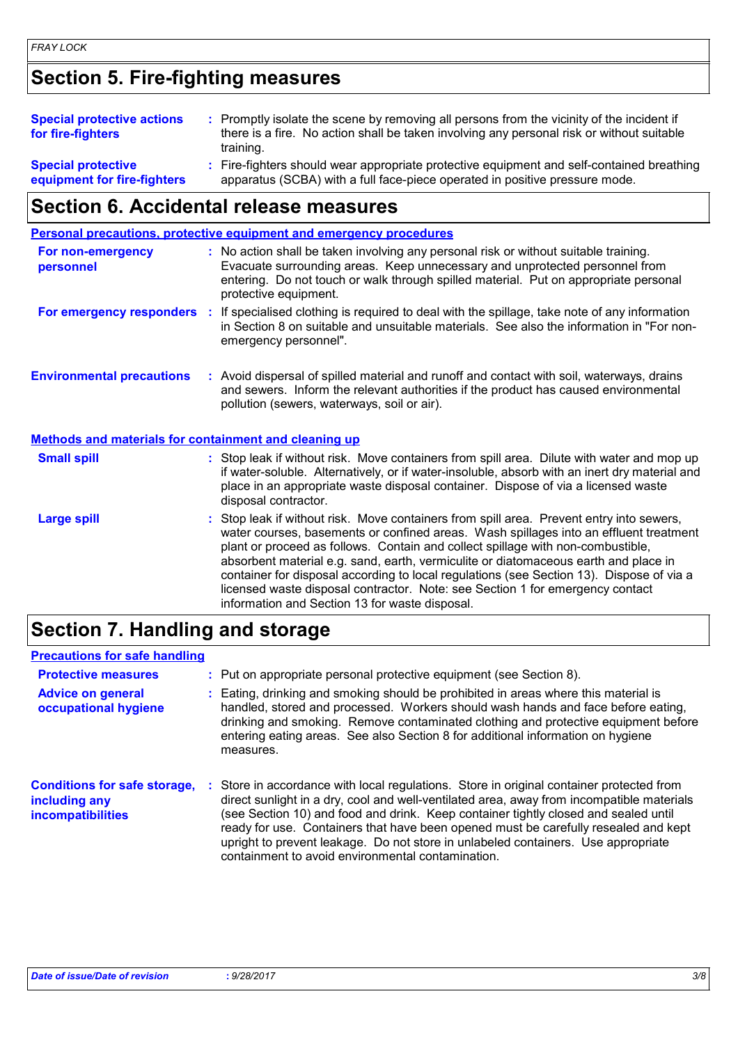## Section 5. Fire-fighting measures

**Special protective actions for fire-fighters** : Promptly isolate the scene by removing all persons from the vicinity of the incident if there is a fire. No action shall be taken involving any personal risk or without suitable training.

**Special protective equipment for fire-fighters** : Fire-fighters should wear appropriate protective equipment and self-contained breathing apparatus (SCBA) with a full face-piece operated in positive pressure mode.

## Section 6. Accidental release measures

### Personal precautions, protective equipment and emergency procedures

**For non-emergency personnel** : No action shall be taken involving any personal risk or without suitable training. Evacuate surrounding areas. Keep unnecessary and unprotected personnel from entering. Do not touch or walk through spilled material. Put on appropriate personal protective equipment.

**For emergency responders** : If specialised clothing is required to deal with the spillage, take note of any information in Section 8 on suitable and unsuitable materials. See also the information in "For non-emergency personnel".

**Environmental precautions** : Avoid dispersal of spilled material and runoff and contact with soil, waterways, drains and sewers. Inform the relevant authorities if the product has caused environmental pollution (sewers, waterways, soil or air).

### Methods and materials for containment and cleaning up

**Small spill** : Stop leak if without risk. Move containers from spill area. Dilute with water and mop up if water-soluble. Alternatively, or if water-insoluble, absorb with an inert dry material and place in an appropriate waste disposal container. Dispose of via a licensed waste disposal contractor.

**Large spill** : Stop leak if without risk. Move containers from spill area. Prevent entry into sewers, water courses, basements or confined areas. Wash spillages into an effluent treatment plant or proceed as follows. Contain and collect spillage with non-combustible, absorbent material e.g. sand, earth, vermiculite or diatomaceous earth and place in container for disposal according to local regulations (see Section 13). Dispose of via a licensed waste disposal contractor. Note: see Section 1 for emergency contact information and Section 13 for waste disposal.

## Section 7. Handling and storage

### Precautions for safe handling

**Protective measures** : Put on appropriate personal protective equipment (see Section 8).

**Advice on general occupational hygiene** : Eating, drinking and smoking should be prohibited in areas where this material is handled, stored and processed. Workers should wash hands and face before eating, drinking and smoking. Remove contaminated clothing and protective equipment before entering eating areas. See also Section 8 for additional information on hygiene measures.

**Conditions for safe storage, including any incompatibilities** : Store in accordance with local regulations. Store in original container protected from direct sunlight in a dry, cool and well-ventilated area, away from incompatible materials (see Section 10) and food and drink. Keep container tightly closed and sealed until ready for use. Containers that have been opened must be carefully resealed and kept upright to prevent leakage. Do not store in unlabeled containers. Use appropriate containment to avoid environmental contamination.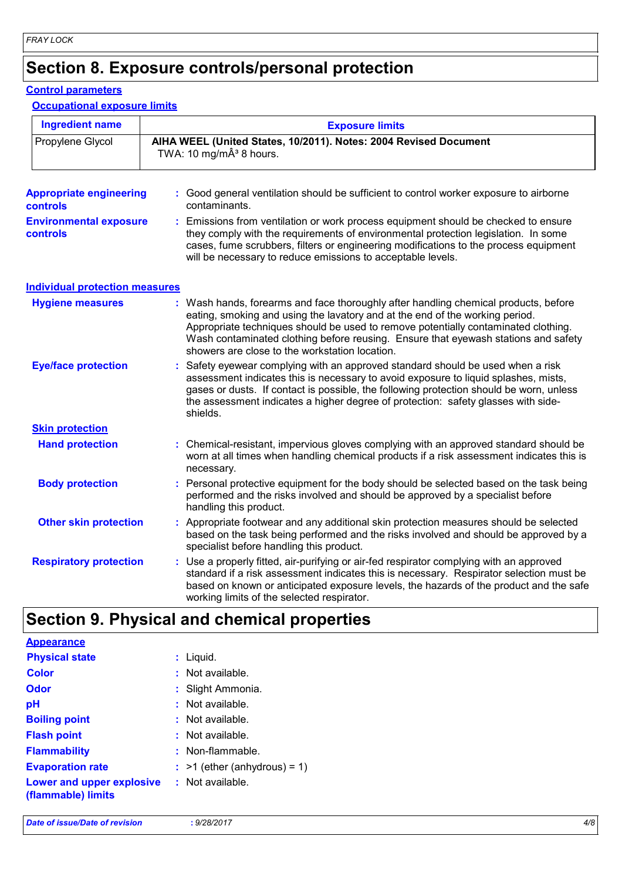## Section 8. Exposure controls/personal protection

### Control parameters

#### Occupational exposure limits

| Ingredient name | Exposure limits |
|---|---|
| Propylene Glycol | **AIHA WEEL (United States, 10/2011). Notes: 2004 Revised Document** TWA: 10 mg/mÂ³ 8 hours. |

**Appropriate engineering controls** : Good general ventilation should be sufficient to control worker exposure to airborne contaminants.

**Environmental exposure controls** : Emissions from ventilation or work process equipment should be checked to ensure they comply with the requirements of environmental protection legislation. In some cases, fume scrubbers, filters or engineering modifications to the process equipment will be necessary to reduce emissions to acceptable levels.

### Individual protection measures

**Hygiene measures** : Wash hands, forearms and face thoroughly after handling chemical products, before eating, smoking and using the lavatory and at the end of the working period. Appropriate techniques should be used to remove potentially contaminated clothing. Wash contaminated clothing before reusing. Ensure that eyewash stations and safety showers are close to the workstation location.

**Eye/face protection** : Safety eyewear complying with an approved standard should be used when a risk assessment indicates this is necessary to avoid exposure to liquid splashes, mists, gases or dusts. If contact is possible, the following protection should be worn, unless the assessment indicates a higher degree of protection: safety glasses with side-shields.

#### Skin protection

**Hand protection** : Chemical-resistant, impervious gloves complying with an approved standard should be worn at all times when handling chemical products if a risk assessment indicates this is necessary.

**Body protection** : Personal protective equipment for the body should be selected based on the task being performed and the risks involved and should be approved by a specialist before handling this product.

**Other skin protection** : Appropriate footwear and any additional skin protection measures should be selected based on the task being performed and the risks involved and should be approved by a specialist before handling this product.

**Respiratory protection** : Use a properly fitted, air-purifying or air-fed respirator complying with an approved standard if a risk assessment indicates this is necessary. Respirator selection must be based on known or anticipated exposure levels, the hazards of the product and the safe working limits of the selected respirator.

## Section 9. Physical and chemical properties

### Appearance

**Physical state** : Liquid.

**Color** : Not available.

**Odor** : Slight Ammonia.

**pH** : Not available.

**Boiling point** : Not available.

**Flash point** : Not available.

**Flammability** : Non-flammable.

**Evaporation rate** : >1 (ether (anhydrous) = 1)

**Lower and upper explosive (flammable) limits** : Not available.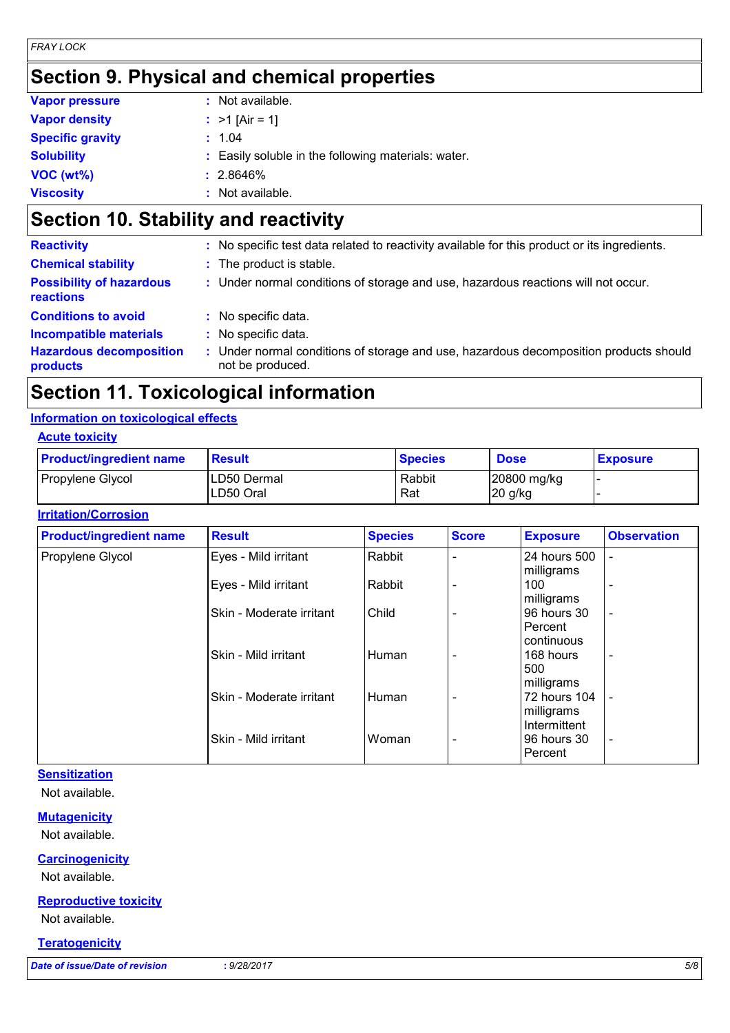## Section 9. Physical and chemical properties

| | | |
|---|---|---|
| **Vapor pressure** | : | Not available. |
| **Vapor density** | : | >1 [Air = 1] |
| **Specific gravity** | : | 1.04 |
| **Solubility** | : | Easily soluble in the following materials: water. |
| **VOC (wt%)** | : | 2.8646% |
| **Viscosity** | : | Not available. |

## Section 10. Stability and reactivity

| | | |
|---|---|---|
| **Reactivity** | : | No specific test data related to reactivity available for this product or its ingredients. |
| **Chemical stability** | : | The product is stable. |
| **Possibility of hazardous reactions** | : | Under normal conditions of storage and use, hazardous reactions will not occur. |
| **Conditions to avoid** | : | No specific data. |
| **Incompatible materials** | : | No specific data. |
| **Hazardous decomposition products** | : | Under normal conditions of storage and use, hazardous decomposition products should not be produced. |

## Section 11. Toxicological information

### Information on toxicological effects

#### Acute toxicity

| Product/ingredient name | Result | Species | Dose | Exposure |
|---|---|---|---|---|
| Propylene Glycol | LD50 Dermal | Rabbit | 20800 mg/kg | - |
| | LD50 Oral | Rat | 20 g/kg | - |

#### Irritation/Corrosion

| Product/ingredient name | Result | Species | Score | Exposure | Observation |
|---|---|---|---|---|---|
| Propylene Glycol | Eyes - Mild irritant | Rabbit | - | 24 hours 500 milligrams | - |
| | Eyes - Mild irritant | Rabbit | - | 100 milligrams | - |
| | Skin - Moderate irritant | Child | - | 96 hours 30 Percent continuous | - |
| | Skin - Mild irritant | Human | - | 168 hours 500 milligrams | - |
| | Skin - Moderate irritant | Human | - | 72 hours 104 milligrams Intermittent | - |
| | Skin - Mild irritant | Woman | - | 96 hours 30 Percent | - |

#### Sensitization

Not available.

#### Mutagenicity

Not available.

#### Carcinogenicity

Not available.

#### Reproductive toxicity

Not available.

#### Teratogenicity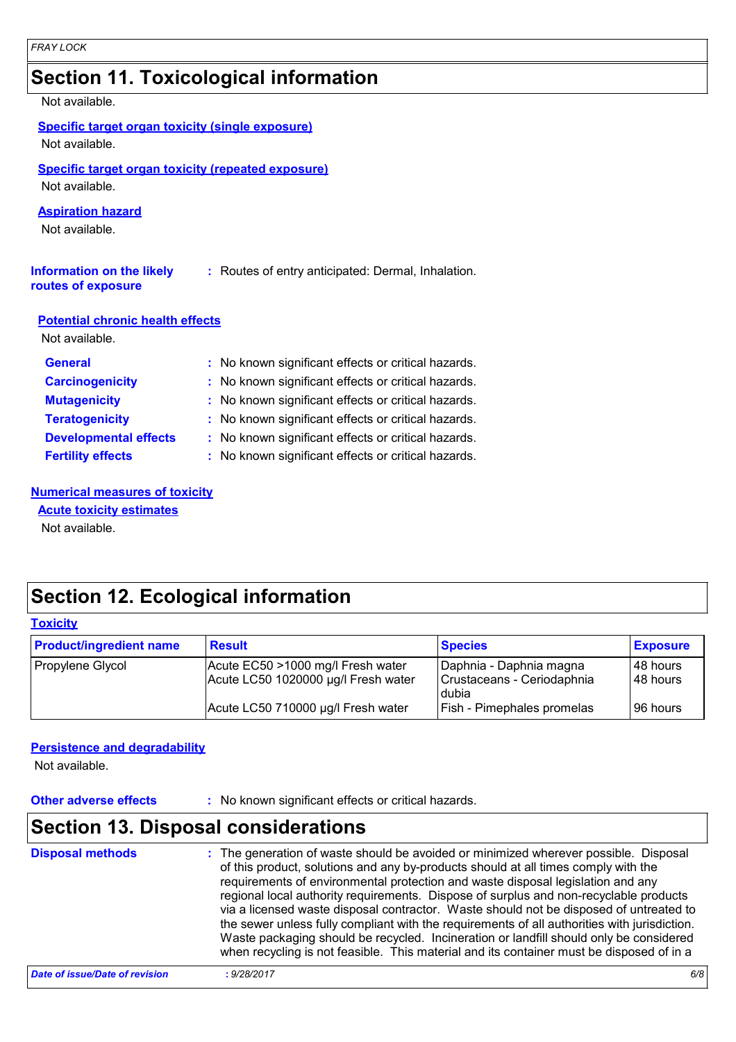## Section 11. Toxicological information

Not available.

**Specific target organ toxicity (single exposure)**

Not available.

**Specific target organ toxicity (repeated exposure)**

Not available.

**Aspiration hazard**

Not available.

**Information on the likely routes of exposure** : Routes of entry anticipated: Dermal, Inhalation.

**Potential chronic health effects**

Not available.

**General** : No known significant effects or critical hazards.
**Carcinogenicity** : No known significant effects or critical hazards.
**Mutagenicity** : No known significant effects or critical hazards.
**Teratogenicity** : No known significant effects or critical hazards.
**Developmental effects** : No known significant effects or critical hazards.
**Fertility effects** : No known significant effects or critical hazards.

**Numerical measures of toxicity**

**Acute toxicity estimates**

Not available.

## Section 12. Ecological information

**Toxicity**

| Product/ingredient name | Result | Species | Exposure |
|---|---|---|---|
| Propylene Glycol | Acute EC50 >1000 mg/l Fresh water | Daphnia - Daphnia magna | 48 hours |
| | Acute LC50 1020000 µg/l Fresh water | Crustaceans - Ceriodaphnia dubia | 48 hours |
| | Acute LC50 710000 µg/l Fresh water | Fish - Pimephales promelas | 96 hours |

**Persistence and degradability**

Not available.

**Other adverse effects** : No known significant effects or critical hazards.

## Section 13. Disposal considerations

**Disposal methods** : The generation of waste should be avoided or minimized wherever possible. Disposal of this product, solutions and any by-products should at all times comply with the requirements of environmental protection and waste disposal legislation and any regional local authority requirements. Dispose of surplus and non-recyclable products via a licensed waste disposal contractor. Waste should not be disposed of untreated to the sewer unless fully compliant with the requirements of all authorities with jurisdiction. Waste packaging should be recycled. Incineration or landfill should only be considered when recycling is not feasible. This material and its container must be disposed of in a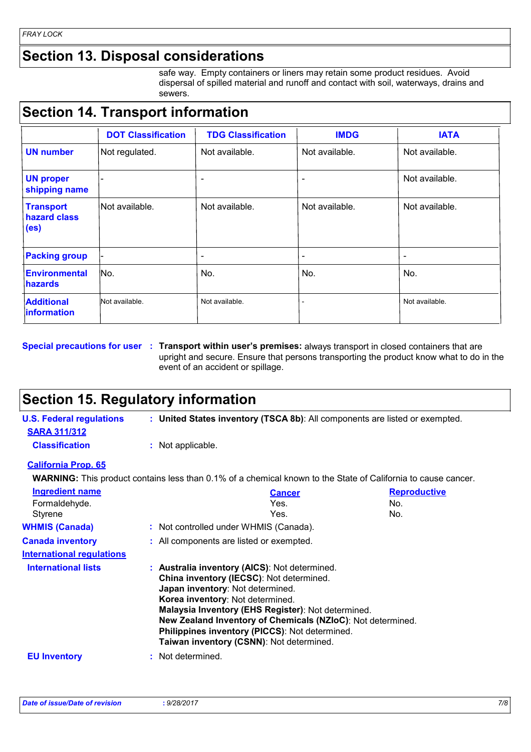## Section 13. Disposal considerations

safe way. Empty containers or liners may retain some product residues. Avoid dispersal of spilled material and runoff and contact with soil, waterways, drains and sewers.

## Section 14. Transport information

| | DOT Classification | TDG Classification | IMDG | IATA |
|---|---|---|---|---|
| **UN number** | Not regulated. | Not available. | Not available. | Not available. |
| **UN proper shipping name** | - | - | - | Not available. |
| **Transport hazard class (es)** | Not available. | Not available. | Not available. | Not available. |
| **Packing group** | - | - | - | - |
| **Environmental hazards** | No. | No. | No. | No. |
| **Additional information** | Not available. | Not available. | - | Not available. |

**Special precautions for user** : **Transport within user's premises:** always transport in closed containers that are upright and secure. Ensure that persons transporting the product know what to do in the event of an accident or spillage.

## Section 15. Regulatory information

**U.S. Federal regulations** : **United States inventory (TSCA 8b)**: All components are listed or exempted.

**SARA 311/312**

**Classification** : Not applicable.

**California Prop. 65**

**WARNING:** This product contains less than 0.1% of a chemical known to the State of California to cause cancer.

| Ingredient name | Cancer | Reproductive |
|---|---|---|
| Formaldehyde. | Yes. | No. |
| Styrene | Yes. | No. |

**WHMIS (Canada)** : Not controlled under WHMIS (Canada).

**Canada inventory** : All components are listed or exempted.

**International regulations**

**International lists** :
**Australia inventory (AICS)**: Not determined.
**China inventory (IECSC)**: Not determined.
**Japan inventory**: Not determined.
**Korea inventory**: Not determined.
**Malaysia Inventory (EHS Register)**: Not determined.
**New Zealand Inventory of Chemicals (NZIoC)**: Not determined.
**Philippines inventory (PICCS)**: Not determined.
**Taiwan inventory (CSNN)**: Not determined.

**EU Inventory** : Not determined.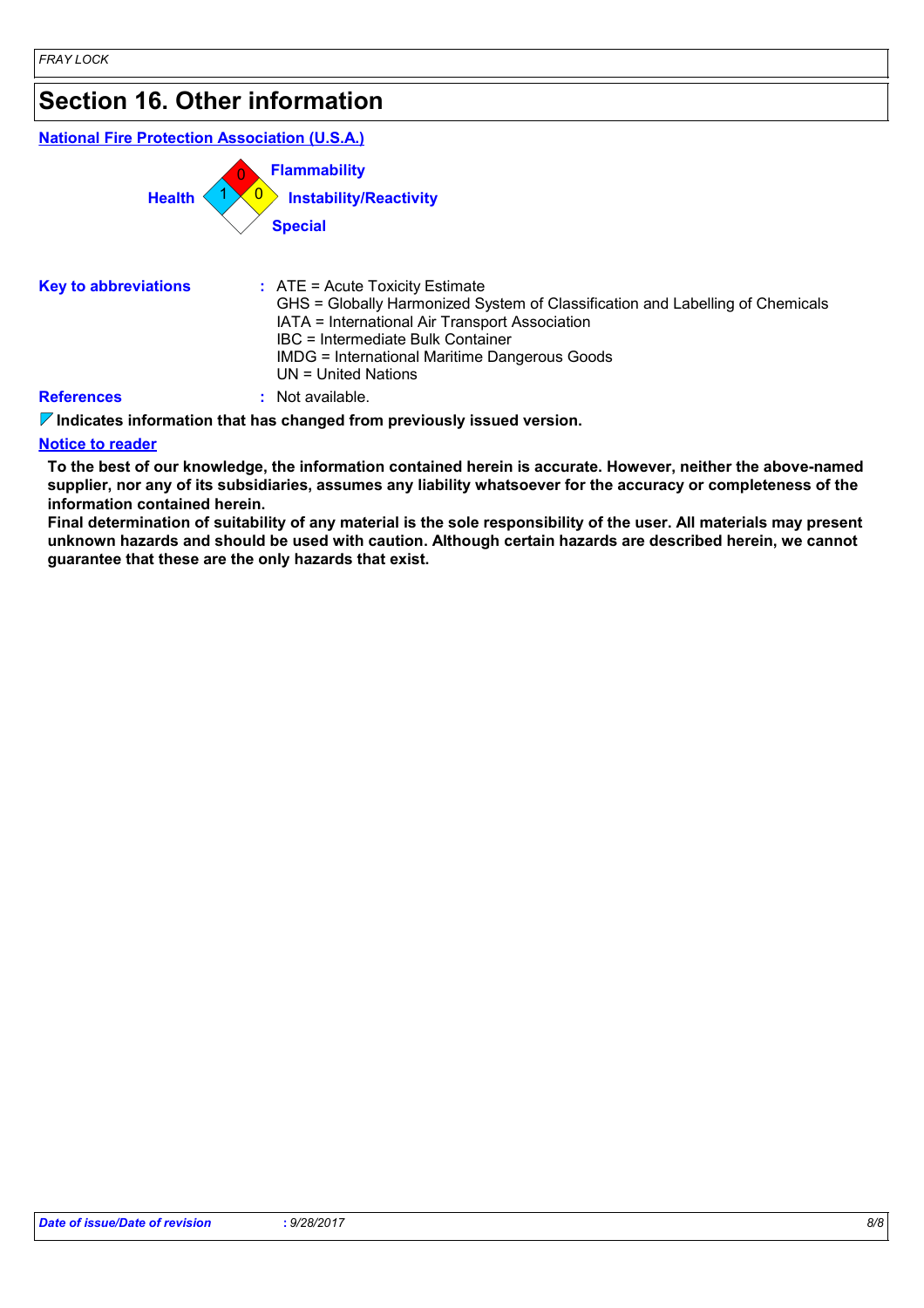# Section 16. Other information

**National Fire Protection Association (U.S.A.)**

Flammability: 0
Health: 1
Instability/Reactivity: 0
Special

**Key to abbreviations** : ATE = Acute Toxicity Estimate
GHS = Globally Harmonized System of Classification and Labelling of Chemicals
IATA = International Air Transport Association
IBC = Intermediate Bulk Container
IMDG = International Maritime Dangerous Goods
UN = United Nations

**References** : Not available.

**Indicates information that has changed from previously issued version.**

**Notice to reader**

**To the best of our knowledge, the information contained herein is accurate. However, neither the above-named supplier, nor any of its subsidiaries, assumes any liability whatsoever for the accuracy or completeness of the information contained herein.**

**Final determination of suitability of any material is the sole responsibility of the user. All materials may present unknown hazards and should be used with caution. Although certain hazards are described herein, we cannot guarantee that these are the only hazards that exist.**